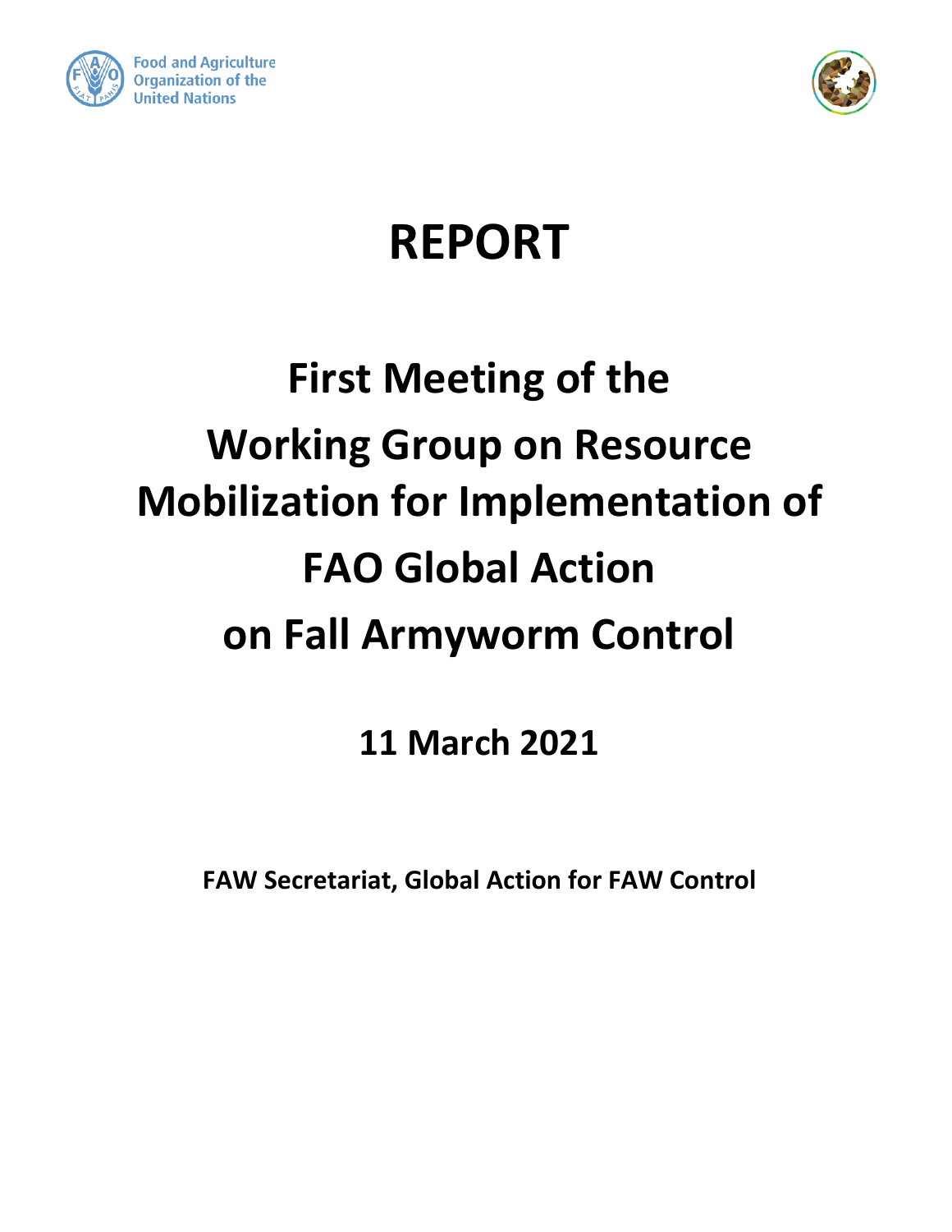Food and Agriculture Organization of the United Nations

# REPORT

# First Meeting of the Working Group on Resource Mobilization for Implementation of FAO Global Action on Fall Armyworm Control

## 11 March 2021

**FAW Secretariat, Global Action for FAW Control**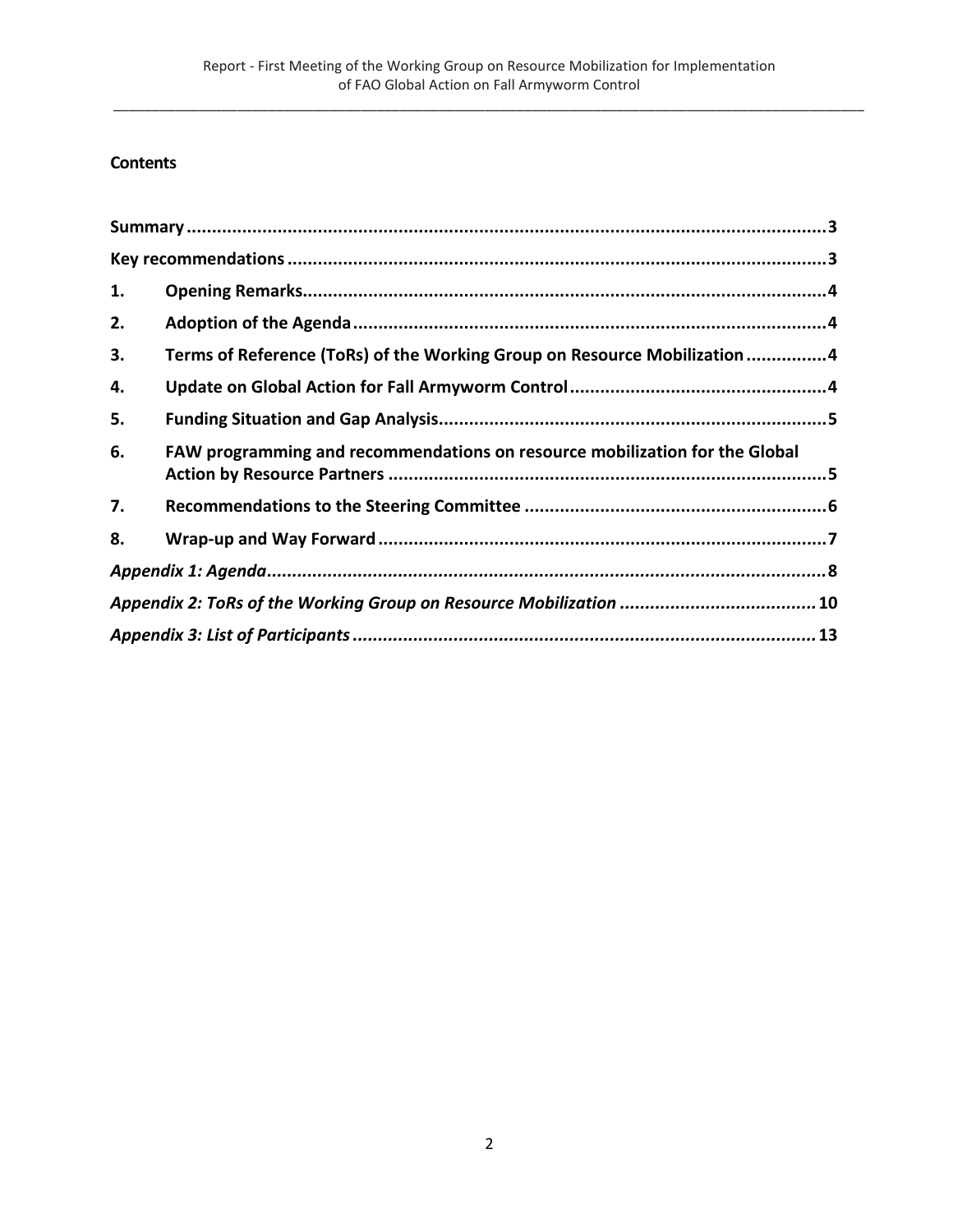## Contents

| | | |
|---|---|---|
| **Summary** | | **3** |
| **Key recommendations** | | **3** |
| **1.** | **Opening Remarks** | **4** |
| **2.** | **Adoption of the Agenda** | **4** |
| **3.** | **Terms of Reference (ToRs) of the Working Group on Resource Mobilization** | **4** |
| **4.** | **Update on Global Action for Fall Armyworm Control** | **4** |
| **5.** | **Funding Situation and Gap Analysis** | **5** |
| **6.** | **FAW programming and recommendations on resource mobilization for the Global Action by Resource Partners** | **5** |
| **7.** | **Recommendations to the Steering Committee** | **6** |
| **8.** | **Wrap-up and Way Forward** | **7** |
| ***Appendix 1: Agenda*** | | **8** |
| ***Appendix 2: ToRs of the Working Group on Resource Mobilization*** | | **10** |
| ***Appendix 3: List of Participants*** | | **13** |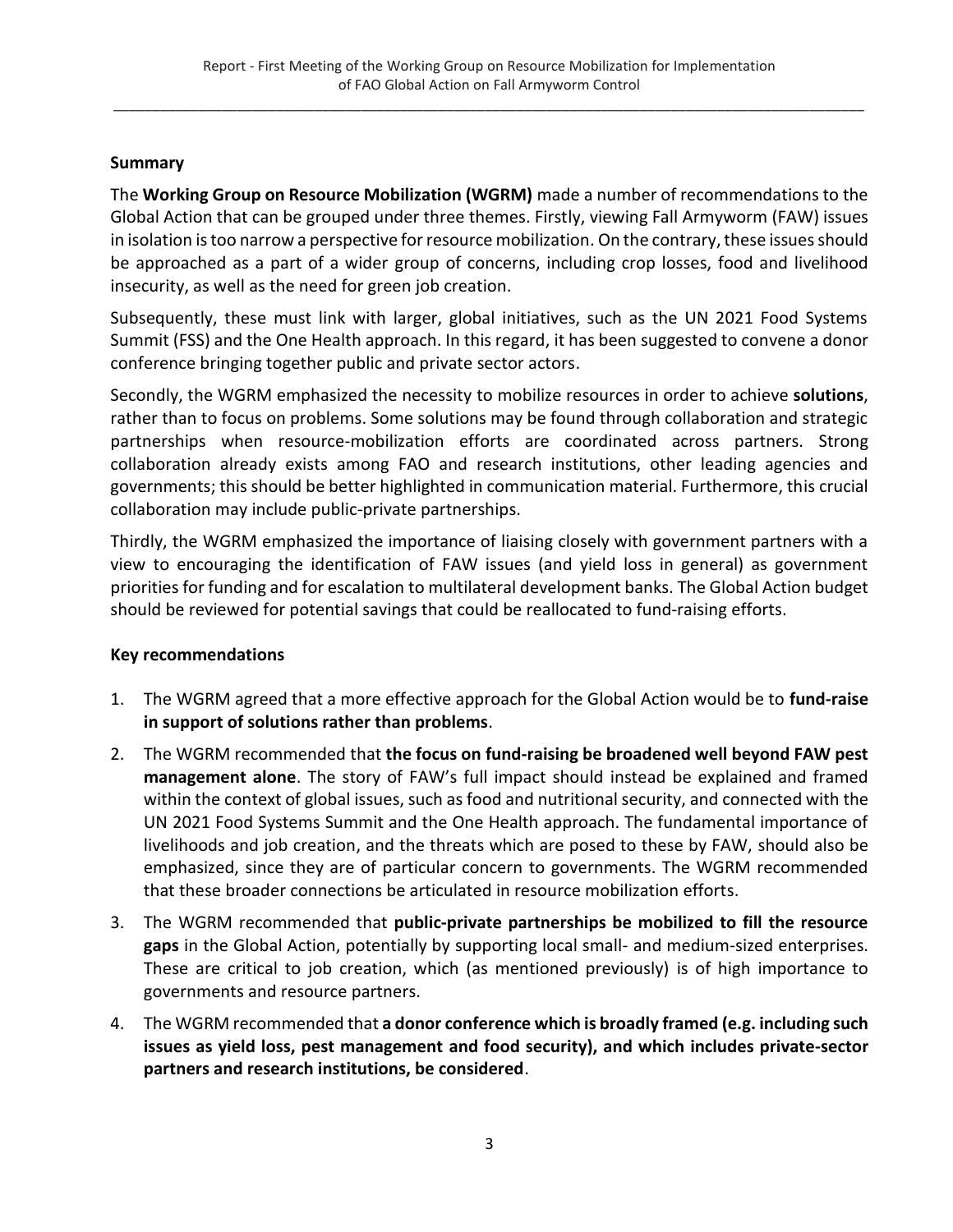## Summary

The **Working Group on Resource Mobilization (WGRM)** made a number of recommendations to the Global Action that can be grouped under three themes. Firstly, viewing Fall Armyworm (FAW) issues in isolation is too narrow a perspective for resource mobilization. On the contrary, these issues should be approached as a part of a wider group of concerns, including crop losses, food and livelihood insecurity, as well as the need for green job creation.

Subsequently, these must link with larger, global initiatives, such as the UN 2021 Food Systems Summit (FSS) and the One Health approach. In this regard, it has been suggested to convene a donor conference bringing together public and private sector actors.

Secondly, the WGRM emphasized the necessity to mobilize resources in order to achieve **solutions**, rather than to focus on problems. Some solutions may be found through collaboration and strategic partnerships when resource-mobilization efforts are coordinated across partners. Strong collaboration already exists among FAO and research institutions, other leading agencies and governments; this should be better highlighted in communication material. Furthermore, this crucial collaboration may include public-private partnerships.

Thirdly, the WGRM emphasized the importance of liaising closely with government partners with a view to encouraging the identification of FAW issues (and yield loss in general) as government priorities for funding and for escalation to multilateral development banks. The Global Action budget should be reviewed for potential savings that could be reallocated to fund-raising efforts.

## Key recommendations

1. The WGRM agreed that a more effective approach for the Global Action would be to **fund-raise in support of solutions rather than problems**.
2. The WGRM recommended that **the focus on fund-raising be broadened well beyond FAW pest management alone**. The story of FAW's full impact should instead be explained and framed within the context of global issues, such as food and nutritional security, and connected with the UN 2021 Food Systems Summit and the One Health approach. The fundamental importance of livelihoods and job creation, and the threats which are posed to these by FAW, should also be emphasized, since they are of particular concern to governments. The WGRM recommended that these broader connections be articulated in resource mobilization efforts.
3. The WGRM recommended that **public-private partnerships be mobilized to fill the resource gaps** in the Global Action, potentially by supporting local small- and medium-sized enterprises. These are critical to job creation, which (as mentioned previously) is of high importance to governments and resource partners.
4. The WGRM recommended that **a donor conference which is broadly framed (e.g. including such issues as yield loss, pest management and food security), and which includes private-sector partners and research institutions, be considered**.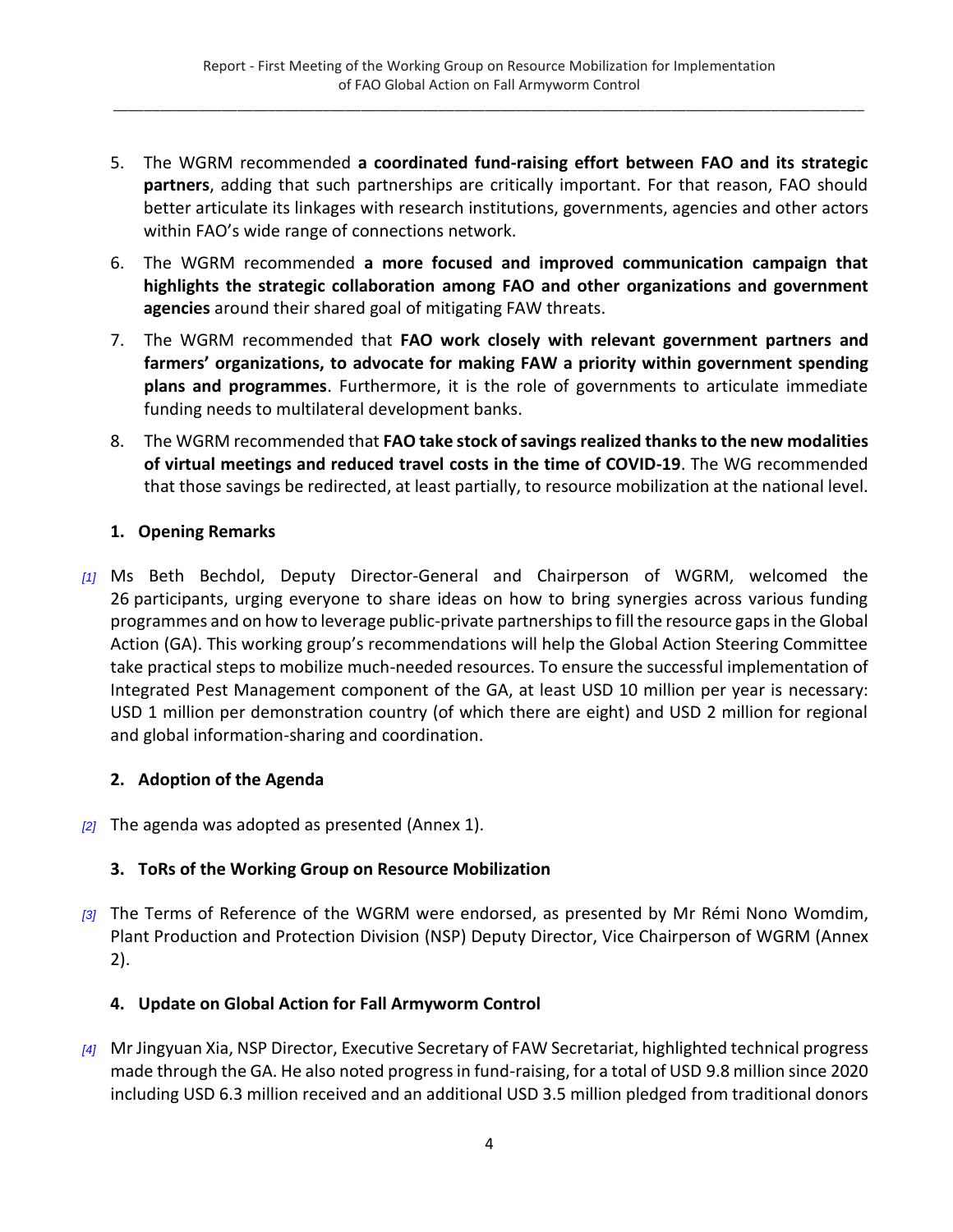5. The WGRM recommended **a coordinated fund-raising effort between FAO and its strategic partners**, adding that such partnerships are critically important. For that reason, FAO should better articulate its linkages with research institutions, governments, agencies and other actors within FAO's wide range of connections network.
6. The WGRM recommended **a more focused and improved communication campaign that highlights the strategic collaboration among FAO and other organizations and government agencies** around their shared goal of mitigating FAW threats.
7. The WGRM recommended that **FAO work closely with relevant government partners and farmers' organizations, to advocate for making FAW a priority within government spending plans and programmes**. Furthermore, it is the role of governments to articulate immediate funding needs to multilateral development banks.
8. The WGRM recommended that **FAO take stock of savings realized thanks to the new modalities of virtual meetings and reduced travel costs in the time of COVID-19**. The WG recommended that those savings be redirected, at least partially, to resource mobilization at the national level.

## 1. Opening Remarks

*[1]* Ms Beth Bechdol, Deputy Director-General and Chairperson of WGRM, welcomed the 26 participants, urging everyone to share ideas on how to bring synergies across various funding programmes and on how to leverage public-private partnerships to fill the resource gaps in the Global Action (GA). This working group's recommendations will help the Global Action Steering Committee take practical steps to mobilize much-needed resources. To ensure the successful implementation of Integrated Pest Management component of the GA, at least USD 10 million per year is necessary: USD 1 million per demonstration country (of which there are eight) and USD 2 million for regional and global information-sharing and coordination.

## 2. Adoption of the Agenda

*[2]* The agenda was adopted as presented (Annex 1).

## 3. ToRs of the Working Group on Resource Mobilization

*[3]* The Terms of Reference of the WGRM were endorsed, as presented by Mr Rémi Nono Womdim, Plant Production and Protection Division (NSP) Deputy Director, Vice Chairperson of WGRM (Annex 2).

## 4. Update on Global Action for Fall Armyworm Control

*[4]* Mr Jingyuan Xia, NSP Director, Executive Secretary of FAW Secretariat, highlighted technical progress made through the GA. He also noted progress in fund-raising, for a total of USD 9.8 million since 2020 including USD 6.3 million received and an additional USD 3.5 million pledged from traditional donors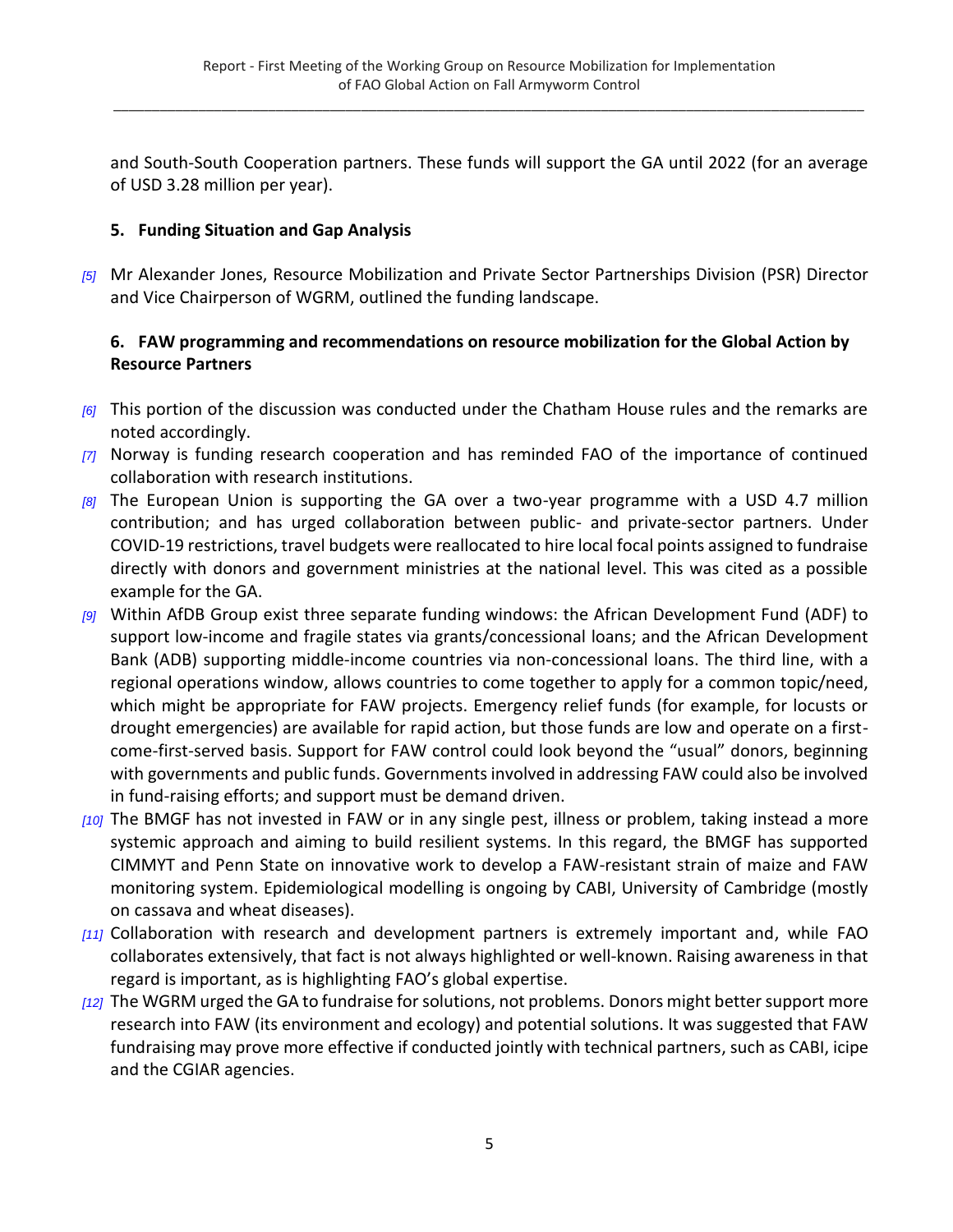and South-South Cooperation partners. These funds will support the GA until 2022 (for an average of USD 3.28 million per year).

## 5. Funding Situation and Gap Analysis

*[5]* Mr Alexander Jones, Resource Mobilization and Private Sector Partnerships Division (PSR) Director and Vice Chairperson of WGRM, outlined the funding landscape.

## 6. FAW programming and recommendations on resource mobilization for the Global Action by Resource Partners

*[6]* This portion of the discussion was conducted under the Chatham House rules and the remarks are noted accordingly.

*[7]* Norway is funding research cooperation and has reminded FAO of the importance of continued collaboration with research institutions.

*[8]* The European Union is supporting the GA over a two-year programme with a USD 4.7 million contribution; and has urged collaboration between public- and private-sector partners. Under COVID-19 restrictions, travel budgets were reallocated to hire local focal points assigned to fundraise directly with donors and government ministries at the national level. This was cited as a possible example for the GA.

*[9]* Within AfDB Group exist three separate funding windows: the African Development Fund (ADF) to support low-income and fragile states via grants/concessional loans; and the African Development Bank (ADB) supporting middle-income countries via non-concessional loans. The third line, with a regional operations window, allows countries to come together to apply for a common topic/need, which might be appropriate for FAW projects. Emergency relief funds (for example, for locusts or drought emergencies) are available for rapid action, but those funds are low and operate on a first-come-first-served basis. Support for FAW control could look beyond the "usual" donors, beginning with governments and public funds. Governments involved in addressing FAW could also be involved in fund-raising efforts; and support must be demand driven.

*[10]* The BMGF has not invested in FAW or in any single pest, illness or problem, taking instead a more systemic approach and aiming to build resilient systems. In this regard, the BMGF has supported CIMMYT and Penn State on innovative work to develop a FAW-resistant strain of maize and FAW monitoring system. Epidemiological modelling is ongoing by CABI, University of Cambridge (mostly on cassava and wheat diseases).

*[11]* Collaboration with research and development partners is extremely important and, while FAO collaborates extensively, that fact is not always highlighted or well-known. Raising awareness in that regard is important, as is highlighting FAO's global expertise.

*[12]* The WGRM urged the GA to fundraise for solutions, not problems. Donors might better support more research into FAW (its environment and ecology) and potential solutions. It was suggested that FAW fundraising may prove more effective if conducted jointly with technical partners, such as CABI, icipe and the CGIAR agencies.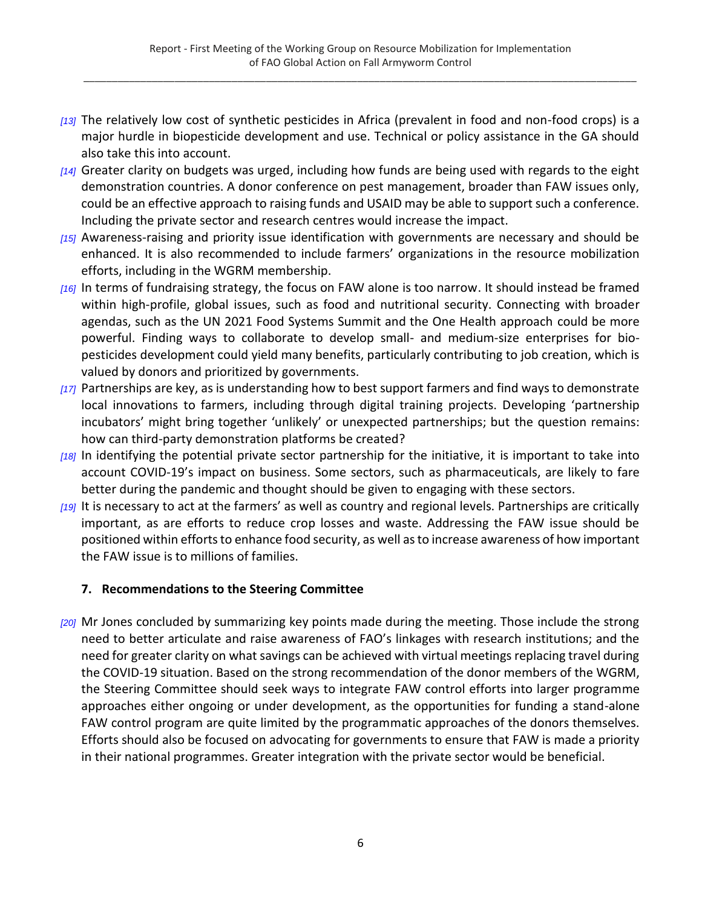*[13]* The relatively low cost of synthetic pesticides in Africa (prevalent in food and non-food crops) is a major hurdle in biopesticide development and use. Technical or policy assistance in the GA should also take this into account.

*[14]* Greater clarity on budgets was urged, including how funds are being used with regards to the eight demonstration countries. A donor conference on pest management, broader than FAW issues only, could be an effective approach to raising funds and USAID may be able to support such a conference. Including the private sector and research centres would increase the impact.

*[15]* Awareness-raising and priority issue identification with governments are necessary and should be enhanced. It is also recommended to include farmers' organizations in the resource mobilization efforts, including in the WGRM membership.

*[16]* In terms of fundraising strategy, the focus on FAW alone is too narrow. It should instead be framed within high-profile, global issues, such as food and nutritional security. Connecting with broader agendas, such as the UN 2021 Food Systems Summit and the One Health approach could be more powerful. Finding ways to collaborate to develop small- and medium-size enterprises for bio-pesticides development could yield many benefits, particularly contributing to job creation, which is valued by donors and prioritized by governments.

*[17]* Partnerships are key, as is understanding how to best support farmers and find ways to demonstrate local innovations to farmers, including through digital training projects. Developing 'partnership incubators' might bring together 'unlikely' or unexpected partnerships; but the question remains: how can third-party demonstration platforms be created?

*[18]* In identifying the potential private sector partnership for the initiative, it is important to take into account COVID-19's impact on business. Some sectors, such as pharmaceuticals, are likely to fare better during the pandemic and thought should be given to engaging with these sectors.

*[19]* It is necessary to act at the farmers' as well as country and regional levels. Partnerships are critically important, as are efforts to reduce crop losses and waste. Addressing the FAW issue should be positioned within efforts to enhance food security, as well as to increase awareness of how important the FAW issue is to millions of families.

## 7. Recommendations to the Steering Committee

*[20]* Mr Jones concluded by summarizing key points made during the meeting. Those include the strong need to better articulate and raise awareness of FAO's linkages with research institutions; and the need for greater clarity on what savings can be achieved with virtual meetings replacing travel during the COVID-19 situation. Based on the strong recommendation of the donor members of the WGRM, the Steering Committee should seek ways to integrate FAW control efforts into larger programme approaches either ongoing or under development, as the opportunities for funding a stand-alone FAW control program are quite limited by the programmatic approaches of the donors themselves. Efforts should also be focused on advocating for governments to ensure that FAW is made a priority in their national programmes. Greater integration with the private sector would be beneficial.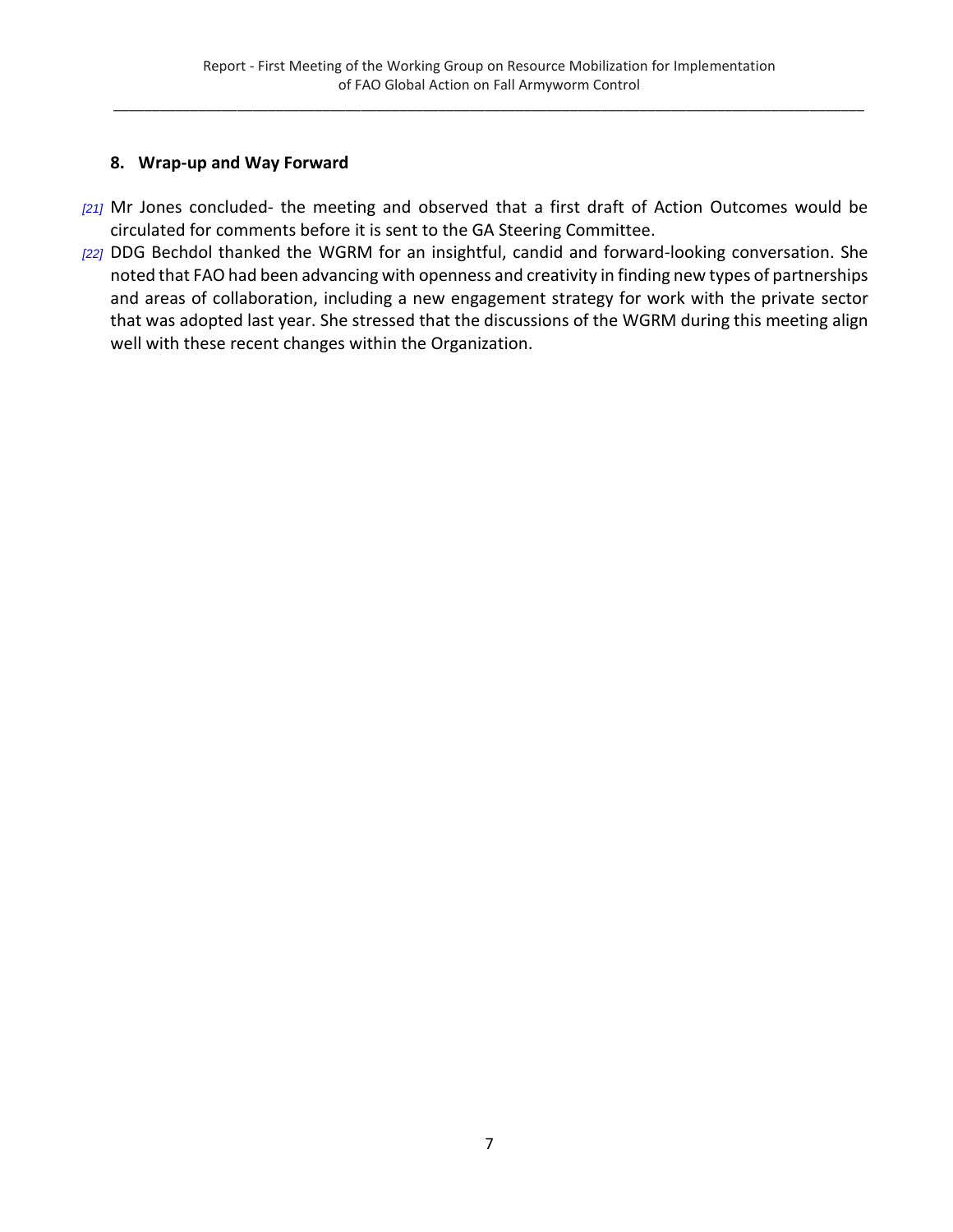## 8. Wrap-up and Way Forward

[21] Mr Jones concluded- the meeting and observed that a first draft of Action Outcomes would be circulated for comments before it is sent to the GA Steering Committee.

[22] DDG Bechdol thanked the WGRM for an insightful, candid and forward-looking conversation. She noted that FAO had been advancing with openness and creativity in finding new types of partnerships and areas of collaboration, including a new engagement strategy for work with the private sector that was adopted last year. She stressed that the discussions of the WGRM during this meeting align well with these recent changes within the Organization.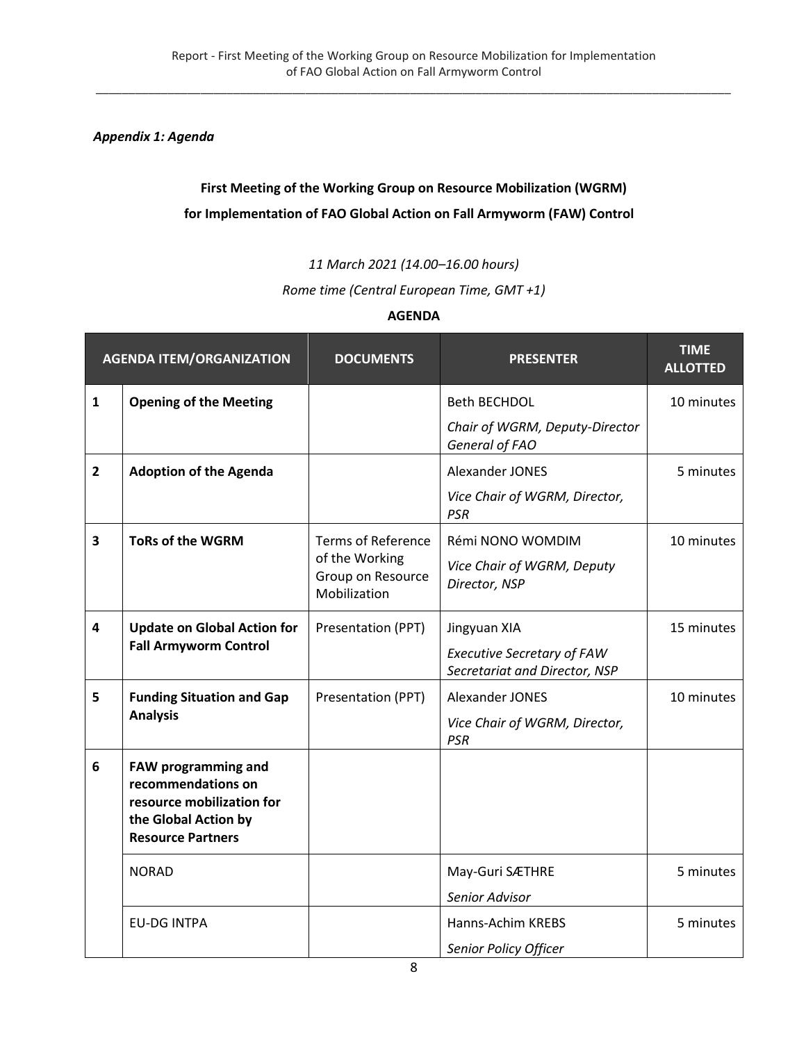*Appendix 1: Agenda*

**First Meeting of the Working Group on Resource Mobilization (WGRM)**

**for Implementation of FAO Global Action on Fall Armyworm (FAW) Control**

*11 March 2021 (14.00–16.00 hours)*

*Rome time (Central European Time, GMT +1)*

**AGENDA**

| AGENDA ITEM/ORGANIZATION | | DOCUMENTS | PRESENTER | TIME ALLOTTED |
|---|---|---|---|---|
| 1 | **Opening of the Meeting** | | Beth BECHDOL<br>*Chair of WGRM, Deputy-Director General of FAO* | 10 minutes |
| 2 | **Adoption of the Agenda** | | Alexander JONES<br>*Vice Chair of WGRM, Director, PSR* | 5 minutes |
| 3 | **ToRs of the WGRM** | Terms of Reference of the Working Group on Resource Mobilization | Rémi NONO WOMDIM<br>*Vice Chair of WGRM, Deputy Director, NSP* | 10 minutes |
| 4 | **Update on Global Action for Fall Armyworm Control** | Presentation (PPT) | Jingyuan XIA<br>*Executive Secretary of FAW Secretariat and Director, NSP* | 15 minutes |
| 5 | **Funding Situation and Gap Analysis** | Presentation (PPT) | Alexander JONES<br>*Vice Chair of WGRM, Director, PSR* | 10 minutes |
| 6 | **FAW programming and recommendations on resource mobilization for the Global Action by Resource Partners** | | | |
| | NORAD | | May-Guri SÆTHRE<br>*Senior Advisor* | 5 minutes |
| | EU-DG INTPA | | Hanns-Achim KREBS<br>*Senior Policy Officer* | 5 minutes |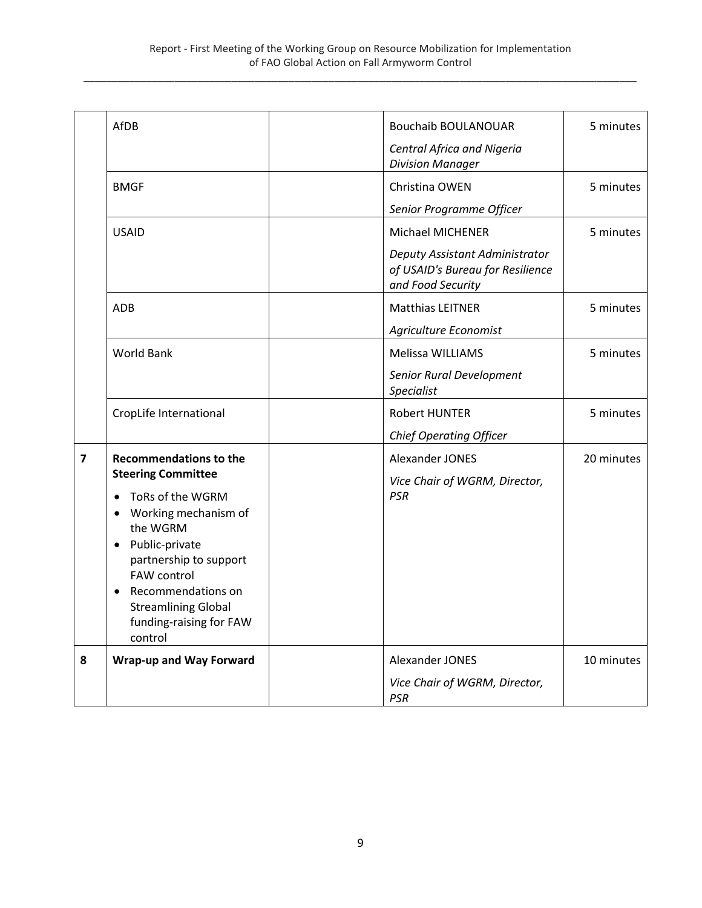| | | | | |
|---|---|---|---|---|
| | AfDB | | Bouchaib BOULANOUAR<br>*Central Africa and Nigeria Division Manager* | 5 minutes |
| | BMGF | | Christina OWEN<br>*Senior Programme Officer* | 5 minutes |
| | USAID | | Michael MICHENER<br>*Deputy Assistant Administrator of USAID's Bureau for Resilience and Food Security* | 5 minutes |
| | ADB | | Matthias LEITNER<br>*Agriculture Economist* | 5 minutes |
| | World Bank | | Melissa WILLIAMS<br>*Senior Rural Development Specialist* | 5 minutes |
| | CropLife International | | Robert HUNTER<br>*Chief Operating Officer* | 5 minutes |
| **7** | **Recommendations to the Steering Committee**<br>• ToRs of the WGRM<br>• Working mechanism of the WGRM<br>• Public-private partnership to support FAW control<br>• Recommendations on Streamlining Global funding-raising for FAW control | | Alexander JONES<br>*Vice Chair of WGRM, Director, PSR* | 20 minutes |
| **8** | **Wrap-up and Way Forward** | | Alexander JONES<br>*Vice Chair of WGRM, Director, PSR* | 10 minutes |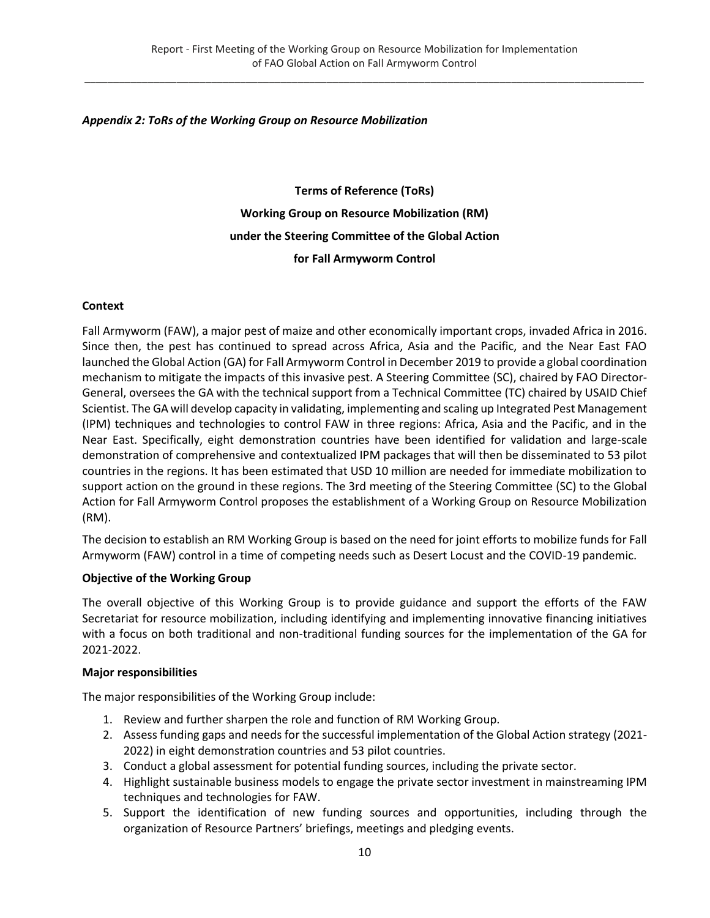*Appendix 2: ToRs of the Working Group on Resource Mobilization*

**Terms of Reference (ToRs)**

**Working Group on Resource Mobilization (RM)**

**under the Steering Committee of the Global Action**

**for Fall Armyworm Control**

**Context**

Fall Armyworm (FAW), a major pest of maize and other economically important crops, invaded Africa in 2016. Since then, the pest has continued to spread across Africa, Asia and the Pacific, and the Near East FAO launched the Global Action (GA) for Fall Armyworm Control in December 2019 to provide a global coordination mechanism to mitigate the impacts of this invasive pest. A Steering Committee (SC), chaired by FAO Director-General, oversees the GA with the technical support from a Technical Committee (TC) chaired by USAID Chief Scientist. The GA will develop capacity in validating, implementing and scaling up Integrated Pest Management (IPM) techniques and technologies to control FAW in three regions: Africa, Asia and the Pacific, and in the Near East. Specifically, eight demonstration countries have been identified for validation and large-scale demonstration of comprehensive and contextualized IPM packages that will then be disseminated to 53 pilot countries in the regions. It has been estimated that USD 10 million are needed for immediate mobilization to support action on the ground in these regions. The 3rd meeting of the Steering Committee (SC) to the Global Action for Fall Armyworm Control proposes the establishment of a Working Group on Resource Mobilization (RM).

The decision to establish an RM Working Group is based on the need for joint efforts to mobilize funds for Fall Armyworm (FAW) control in a time of competing needs such as Desert Locust and the COVID-19 pandemic.

**Objective of the Working Group**

The overall objective of this Working Group is to provide guidance and support the efforts of the FAW Secretariat for resource mobilization, including identifying and implementing innovative financing initiatives with a focus on both traditional and non-traditional funding sources for the implementation of the GA for 2021-2022.

**Major responsibilities**

The major responsibilities of the Working Group include:

1. Review and further sharpen the role and function of RM Working Group.
2. Assess funding gaps and needs for the successful implementation of the Global Action strategy (2021-2022) in eight demonstration countries and 53 pilot countries.
3. Conduct a global assessment for potential funding sources, including the private sector.
4. Highlight sustainable business models to engage the private sector investment in mainstreaming IPM techniques and technologies for FAW.
5. Support the identification of new funding sources and opportunities, including through the organization of Resource Partners' briefings, meetings and pledging events.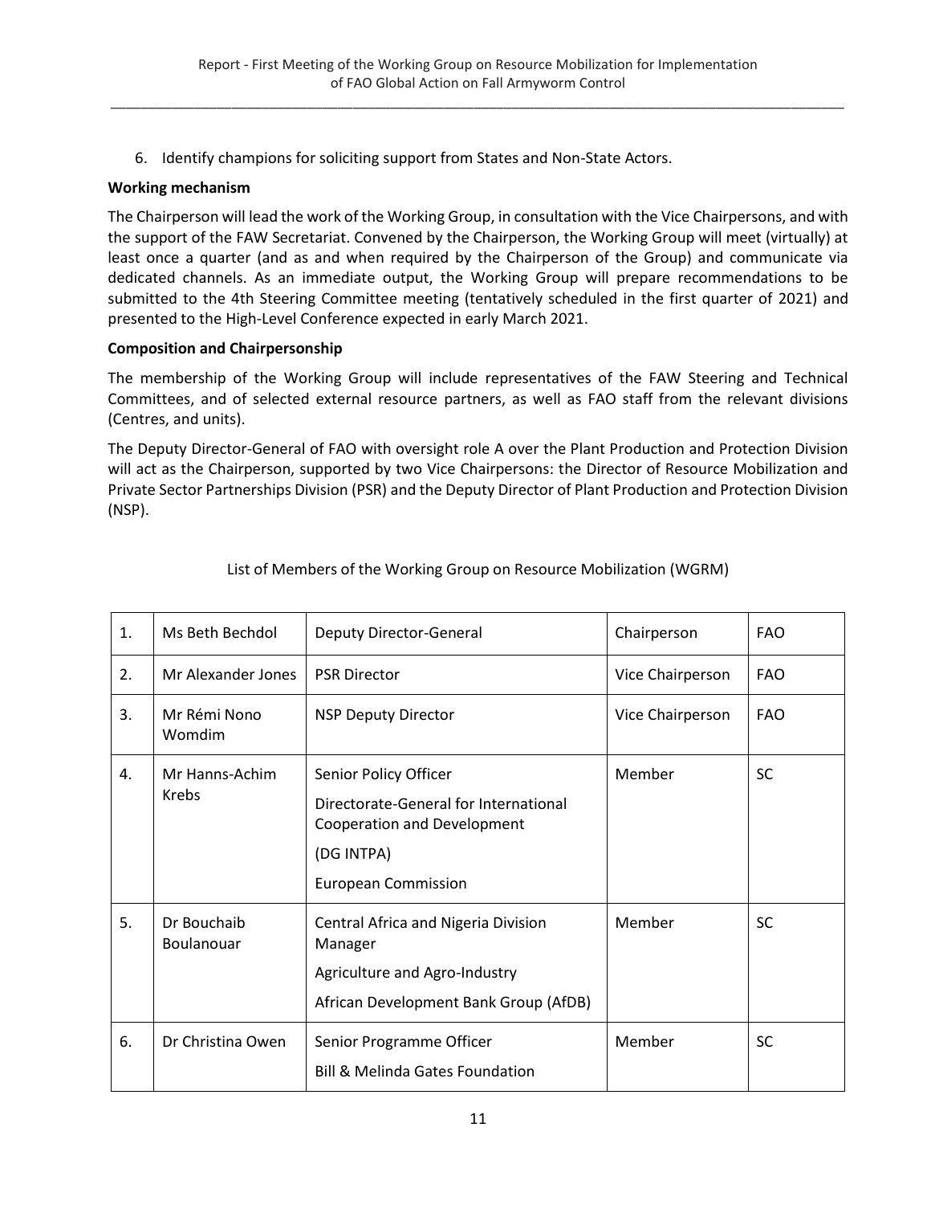6. Identify champions for soliciting support from States and Non-State Actors.

**Working mechanism**

The Chairperson will lead the work of the Working Group, in consultation with the Vice Chairpersons, and with the support of the FAW Secretariat. Convened by the Chairperson, the Working Group will meet (virtually) at least once a quarter (and as and when required by the Chairperson of the Group) and communicate via dedicated channels. As an immediate output, the Working Group will prepare recommendations to be submitted to the 4th Steering Committee meeting (tentatively scheduled in the first quarter of 2021) and presented to the High-Level Conference expected in early March 2021.

**Composition and Chairpersonship**

The membership of the Working Group will include representatives of the FAW Steering and Technical Committees, and of selected external resource partners, as well as FAO staff from the relevant divisions (Centres, and units).

The Deputy Director-General of FAO with oversight role A over the Plant Production and Protection Division will act as the Chairperson, supported by two Vice Chairpersons: the Director of Resource Mobilization and Private Sector Partnerships Division (PSR) and the Deputy Director of Plant Production and Protection Division (NSP).

List of Members of the Working Group on Resource Mobilization (WGRM)

| | | | | |
|---|---|---|---|---|
| 1. | Ms Beth Bechdol | Deputy Director-General | Chairperson | FAO |
| 2. | Mr Alexander Jones | PSR Director | Vice Chairperson | FAO |
| 3. | Mr Rémi Nono Womdim | NSP Deputy Director | Vice Chairperson | FAO |
| 4. | Mr Hanns-Achim Krebs | Senior Policy Officer<br>Directorate-General for International Cooperation and Development<br>(DG INTPA)<br>European Commission | Member | SC |
| 5. | Dr Bouchaib Boulanouar | Central Africa and Nigeria Division Manager<br>Agriculture and Agro-Industry<br>African Development Bank Group (AfDB) | Member | SC |
| 6. | Dr Christina Owen | Senior Programme Officer<br>Bill & Melinda Gates Foundation | Member | SC |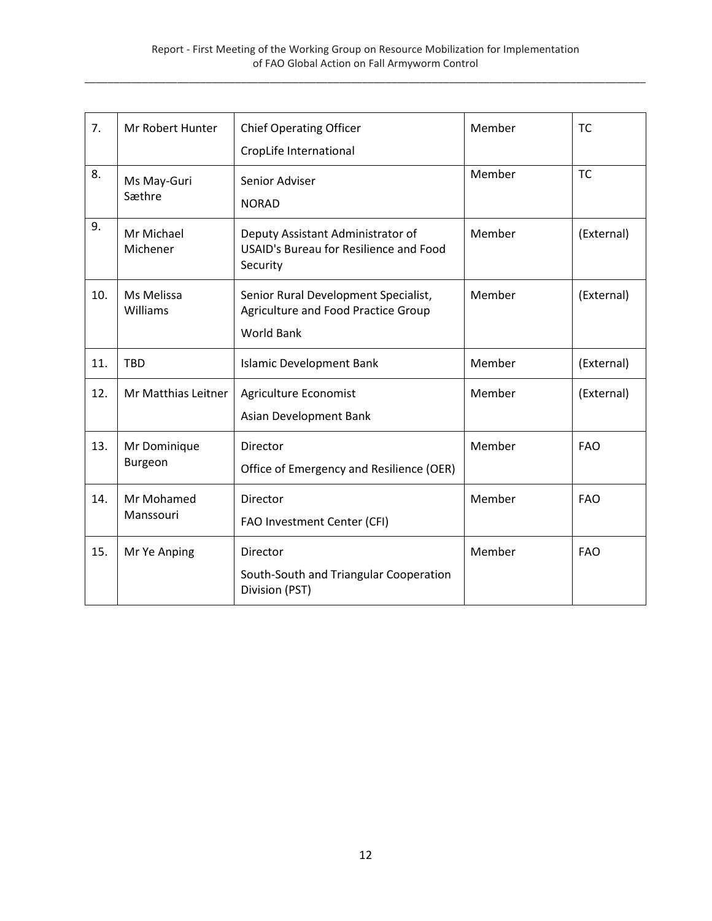| 7. | Mr Robert Hunter | Chief Operating Officer<br>CropLife International | Member | TC |
|---|---|---|---|---|
| 8. | Ms May-Guri Sæthre | Senior Adviser<br>NORAD | Member | TC |
| 9. | Mr Michael Michener | Deputy Assistant Administrator of USAID's Bureau for Resilience and Food Security | Member | (External) |
| 10. | Ms Melissa Williams | Senior Rural Development Specialist, Agriculture and Food Practice Group<br>World Bank | Member | (External) |
| 11. | TBD | Islamic Development Bank | Member | (External) |
| 12. | Mr Matthias Leitner | Agriculture Economist<br>Asian Development Bank | Member | (External) |
| 13. | Mr Dominique Burgeon | Director<br>Office of Emergency and Resilience (OER) | Member | FAO |
| 14. | Mr Mohamed Manssouri | Director<br>FAO Investment Center (CFI) | Member | FAO |
| 15. | Mr Ye Anping | Director<br>South-South and Triangular Cooperation Division (PST) | Member | FAO |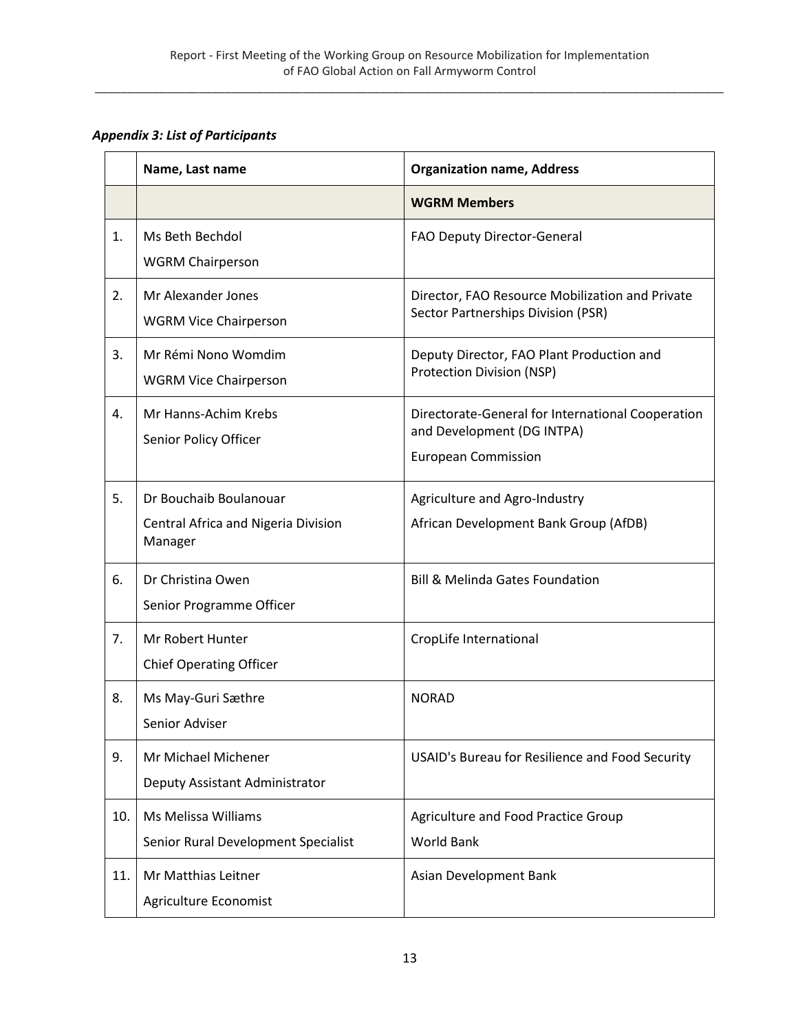***Appendix 3: List of Participants***

| | Name, Last name | Organization name, Address |
|---|---|---|
| | | **WGRM Members** |
| 1. | Ms Beth Bechdol<br>WGRM Chairperson | FAO Deputy Director-General |
| 2. | Mr Alexander Jones<br>WGRM Vice Chairperson | Director, FAO Resource Mobilization and Private Sector Partnerships Division (PSR) |
| 3. | Mr Rémi Nono Womdim<br>WGRM Vice Chairperson | Deputy Director, FAO Plant Production and Protection Division (NSP) |
| 4. | Mr Hanns-Achim Krebs<br>Senior Policy Officer | Directorate-General for International Cooperation and Development (DG INTPA)<br>European Commission |
| 5. | Dr Bouchaib Boulanouar<br>Central Africa and Nigeria Division Manager | Agriculture and Agro-Industry<br>African Development Bank Group (AfDB) |
| 6. | Dr Christina Owen<br>Senior Programme Officer | Bill & Melinda Gates Foundation |
| 7. | Mr Robert Hunter<br>Chief Operating Officer | CropLife International |
| 8. | Ms May-Guri Sæthre<br>Senior Adviser | NORAD |
| 9. | Mr Michael Michener<br>Deputy Assistant Administrator | USAID's Bureau for Resilience and Food Security |
| 10. | Ms Melissa Williams<br>Senior Rural Development Specialist | Agriculture and Food Practice Group<br>World Bank |
| 11. | Mr Matthias Leitner<br>Agriculture Economist | Asian Development Bank |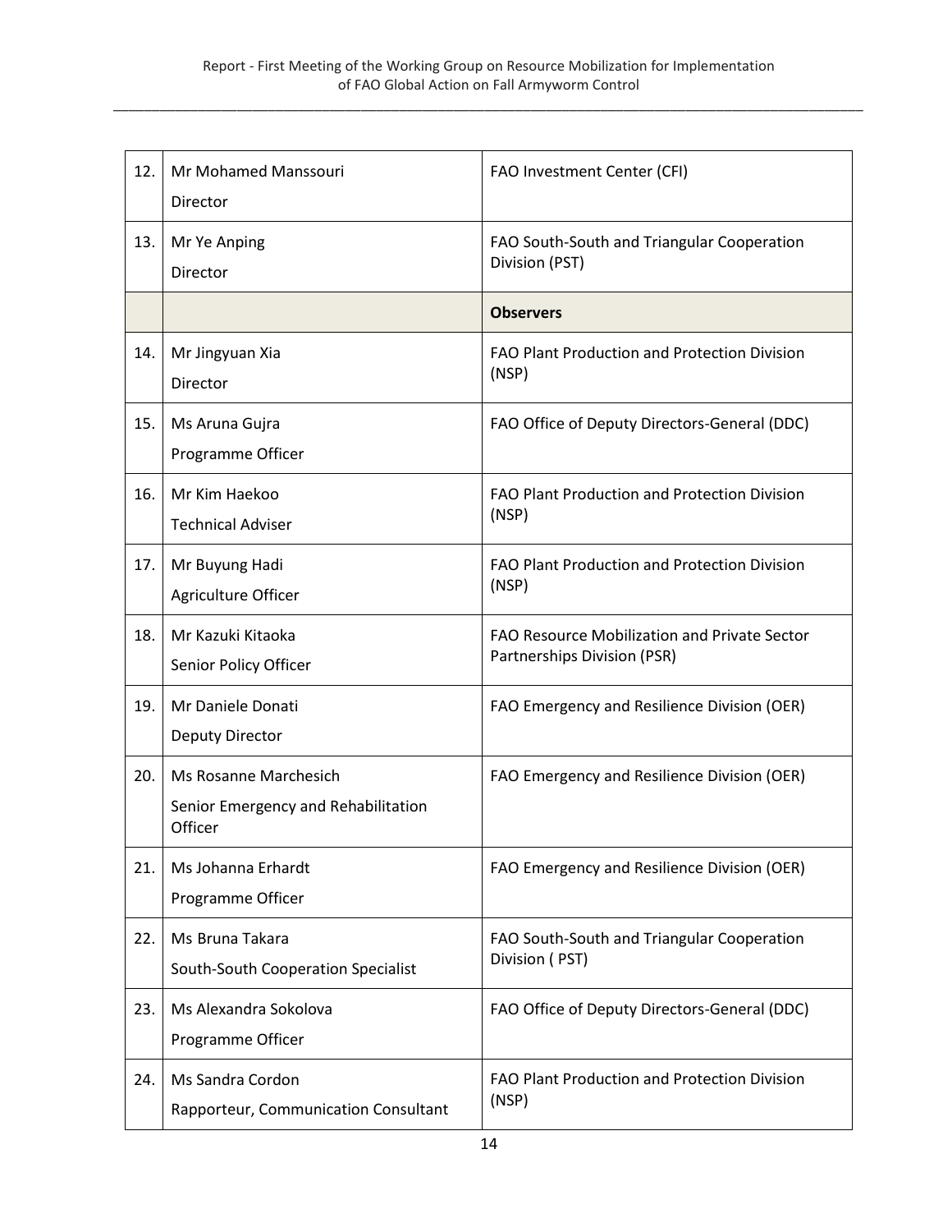| | | |
|---|---|---|
| 12. | Mr Mohamed Manssouri<br>Director | FAO Investment Center (CFI) |
| 13. | Mr Ye Anping<br>Director | FAO South-South and Triangular Cooperation Division (PST) |
| | | **Observers** |
| 14. | Mr Jingyuan Xia<br>Director | FAO Plant Production and Protection Division (NSP) |
| 15. | Ms Aruna Gujra<br>Programme Officer | FAO Office of Deputy Directors-General (DDC) |
| 16. | Mr Kim Haekoo<br>Technical Adviser | FAO Plant Production and Protection Division (NSP) |
| 17. | Mr Buyung Hadi<br>Agriculture Officer | FAO Plant Production and Protection Division (NSP) |
| 18. | Mr Kazuki Kitaoka<br>Senior Policy Officer | FAO Resource Mobilization and Private Sector Partnerships Division (PSR) |
| 19. | Mr Daniele Donati<br>Deputy Director | FAO Emergency and Resilience Division (OER) |
| 20. | Ms Rosanne Marchesich<br>Senior Emergency and Rehabilitation Officer | FAO Emergency and Resilience Division (OER) |
| 21. | Ms Johanna Erhardt<br>Programme Officer | FAO Emergency and Resilience Division (OER) |
| 22. | Ms Bruna Takara<br>South-South Cooperation Specialist | FAO South-South and Triangular Cooperation Division ( PST) |
| 23. | Ms Alexandra Sokolova<br>Programme Officer | FAO Office of Deputy Directors-General (DDC) |
| 24. | Ms Sandra Cordon<br>Rapporteur, Communication Consultant | FAO Plant Production and Protection Division (NSP) |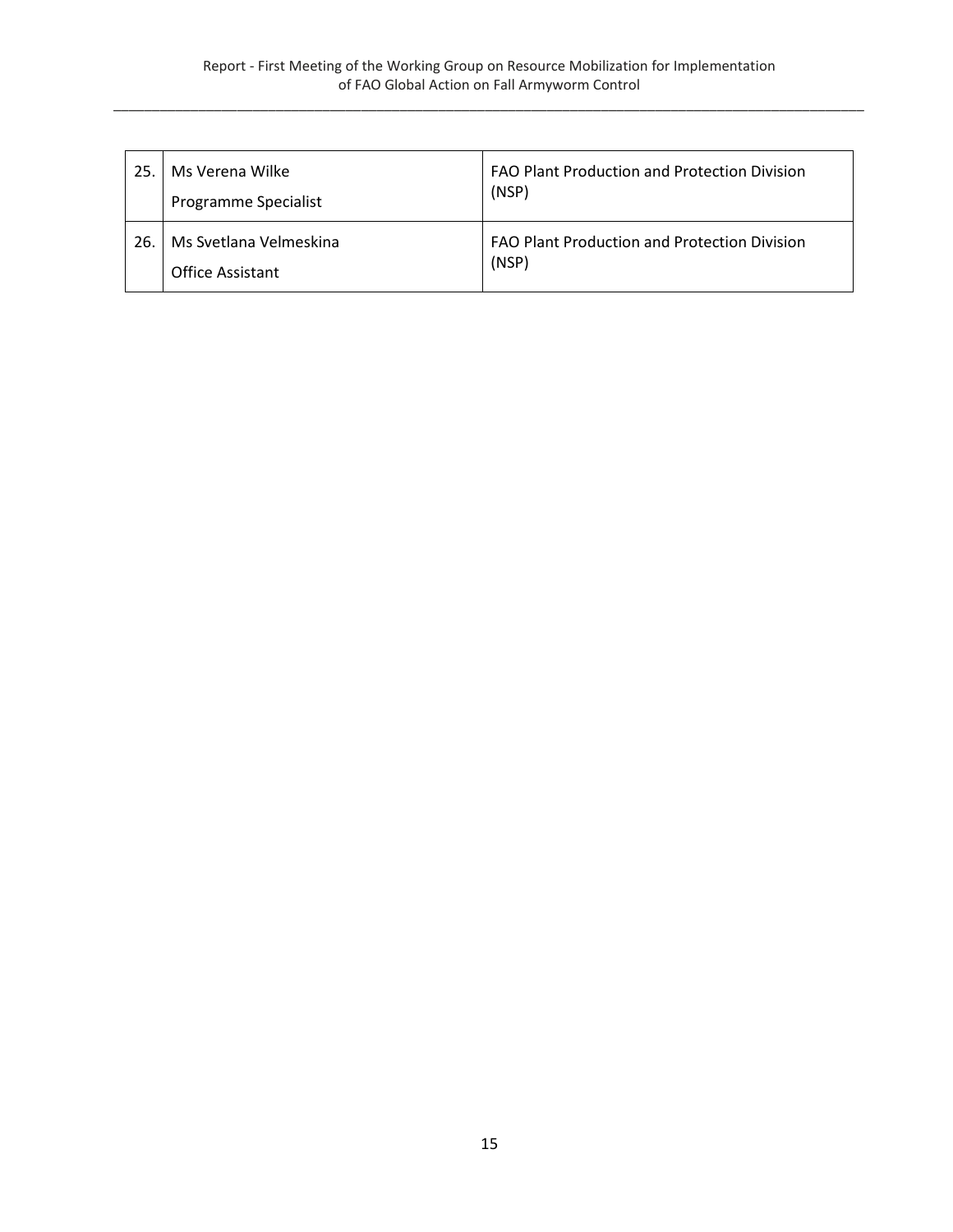| | | |
|---|---|---|
| 25. | Ms Verena Wilke<br>Programme Specialist | FAO Plant Production and Protection Division (NSP) |
| 26. | Ms Svetlana Velmeskina<br>Office Assistant | FAO Plant Production and Protection Division (NSP) |